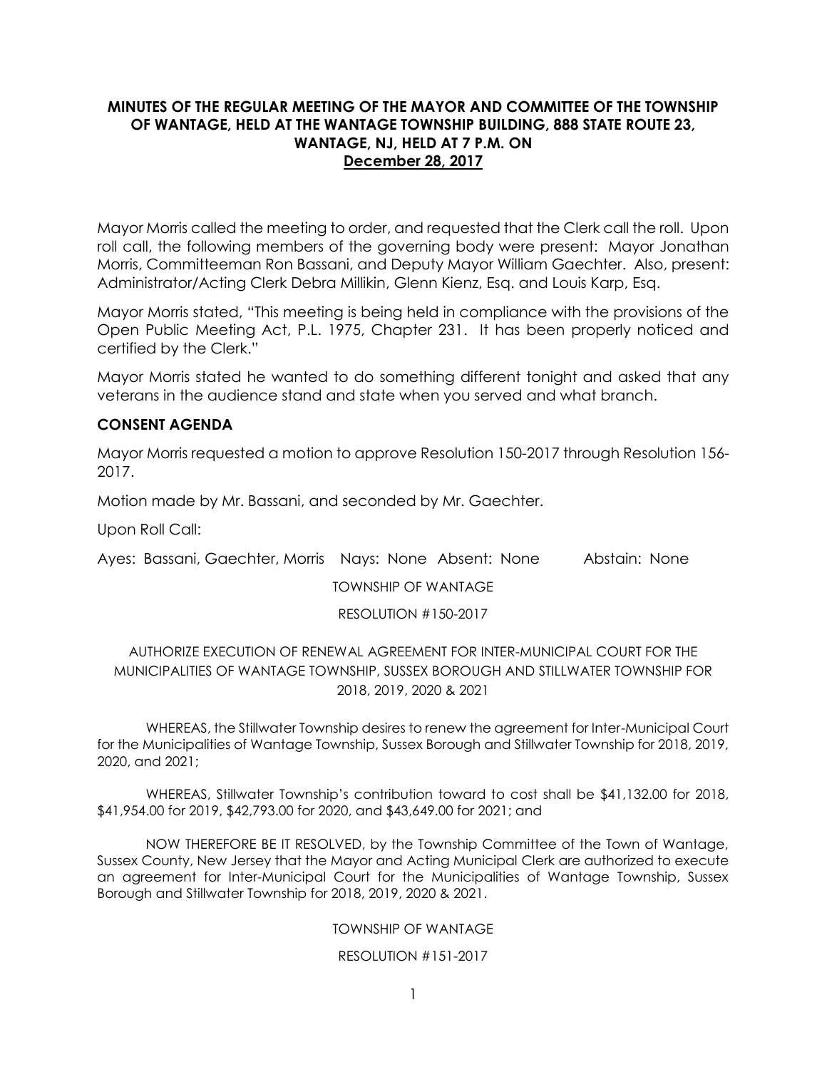# MINUTES OF THE REGULAR MEETING OF THE MAYOR AND COMMITTEE OF THE TOWNSHIP OF WANTAGE, HELD AT THE WANTAGE TOWNSHIP BUILDING, 888 STATE ROUTE 23, WANTAGE, NJ, HELD AT 7 P.M. ON December 28, 2017

Mayor Morris called the meeting to order, and requested that the Clerk call the roll. Upon roll call, the following members of the governing body were present: Mayor Jonathan Morris, Committeeman Ron Bassani, and Deputy Mayor William Gaechter. Also, present: Administrator/Acting Clerk Debra Millikin, Glenn Kienz, Esq. and Louis Karp, Esq.

Mayor Morris stated, "This meeting is being held in compliance with the provisions of the Open Public Meeting Act, P.L. 1975, Chapter 231. It has been properly noticed and certified by the Clerk."

Mayor Morris stated he wanted to do something different tonight and asked that any veterans in the audience stand and state when you served and what branch.

## CONSENT AGENDA

Mayor Morris requested a motion to approve Resolution 150-2017 through Resolution 156-2017.

Motion made by Mr. Bassani, and seconded by Mr. Gaechter.

Upon Roll Call:

Ayes: Bassani, Gaechter, Morris Nays: None Absent: None Abstain: None

TOWNSHIP OF WANTAGE

RESOLUTION #150-2017

AUTHORIZE EXECUTION OF RENEWAL AGREEMENT FOR INTER-MUNICIPAL COURT FOR THE MUNICIPALITIES OF WANTAGE TOWNSHIP, SUSSEX BOROUGH AND STILLWATER TOWNSHIP FOR 2018, 2019, 2020 & 2021

WHEREAS, the Stillwater Township desires to renew the agreement for Inter-Municipal Court for the Municipalities of Wantage Township, Sussex Borough and Stillwater Township for 2018, 2019, 2020, and 2021;

WHEREAS, Stillwater Township's contribution toward to cost shall be $41,132.00 for 2018, $41,954.00 for 2019, $42,793.00 for 2020, and $43,649.00 for 2021; and

NOW THEREFORE BE IT RESOLVED, by the Township Committee of the Town of Wantage, Sussex County, New Jersey that the Mayor and Acting Municipal Clerk are authorized to execute an agreement for Inter-Municipal Court for the Municipalities of Wantage Township, Sussex Borough and Stillwater Township for 2018, 2019, 2020 & 2021.

TOWNSHIP OF WANTAGE

RESOLUTION #151-2017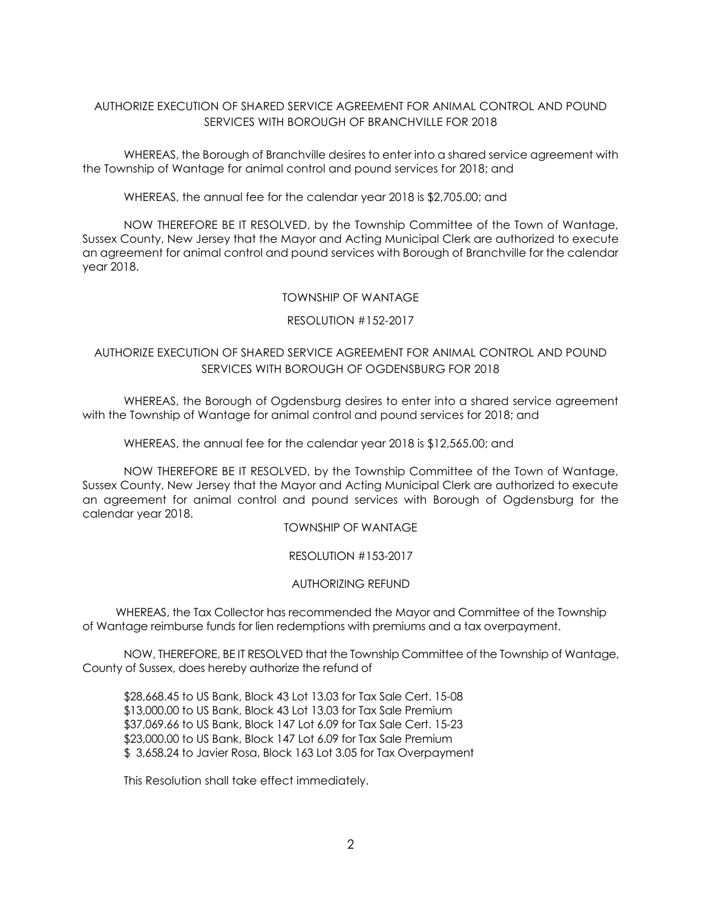AUTHORIZE EXECUTION OF SHARED SERVICE AGREEMENT FOR ANIMAL CONTROL AND POUND SERVICES WITH BOROUGH OF BRANCHVILLE FOR 2018

WHEREAS, the Borough of Branchville desires to enter into a shared service agreement with the Township of Wantage for animal control and pound services for 2018; and

WHEREAS, the annual fee for the calendar year 2018 is $2,705.00; and

NOW THEREFORE BE IT RESOLVED, by the Township Committee of the Town of Wantage, Sussex County, New Jersey that the Mayor and Acting Municipal Clerk are authorized to execute an agreement for animal control and pound services with Borough of Branchville for the calendar year 2018.

TOWNSHIP OF WANTAGE

RESOLUTION #152-2017

AUTHORIZE EXECUTION OF SHARED SERVICE AGREEMENT FOR ANIMAL CONTROL AND POUND SERVICES WITH BOROUGH OF OGDENSBURG FOR 2018

WHEREAS, the Borough of Ogdensburg desires to enter into a shared service agreement with the Township of Wantage for animal control and pound services for 2018; and

WHEREAS, the annual fee for the calendar year 2018 is $12,565.00; and

NOW THEREFORE BE IT RESOLVED, by the Township Committee of the Town of Wantage, Sussex County, New Jersey that the Mayor and Acting Municipal Clerk are authorized to execute an agreement for animal control and pound services with Borough of Ogdensburg for the calendar year 2018.

TOWNSHIP OF WANTAGE

RESOLUTION #153-2017

AUTHORIZING REFUND

WHEREAS, the Tax Collector has recommended the Mayor and Committee of the Township of Wantage reimburse funds for lien redemptions with premiums and a tax overpayment.

NOW, THEREFORE, BE IT RESOLVED that the Township Committee of the Township of Wantage, County of Sussex, does hereby authorize the refund of

$28,668.45 to US Bank, Block 43 Lot 13.03 for Tax Sale Cert. 15-08
$13,000.00 to US Bank, Block 43 Lot 13.03 for Tax Sale Premium
$37,069.66 to US Bank, Block 147 Lot 6.09 for Tax Sale Cert. 15-23
$23,000.00 to US Bank, Block 147 Lot 6.09 for Tax Sale Premium
$ 3,658.24 to Javier Rosa, Block 163 Lot 3.05 for Tax Overpayment

This Resolution shall take effect immediately.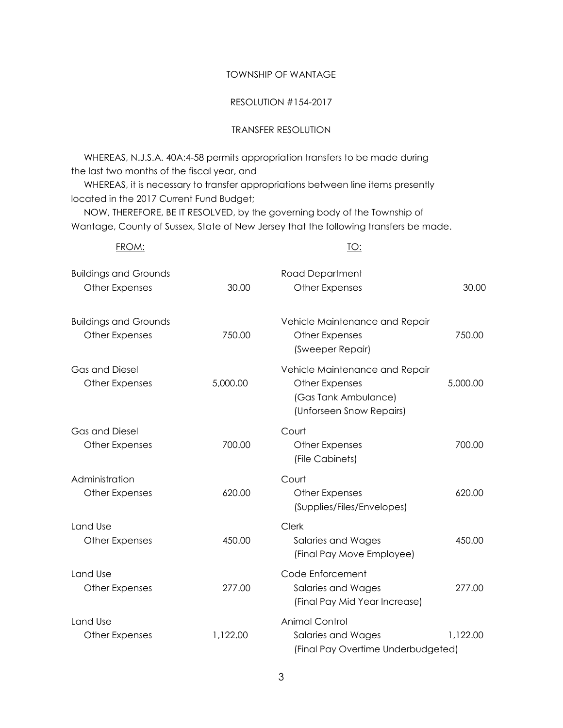TOWNSHIP OF WANTAGE

RESOLUTION #154-2017

TRANSFER RESOLUTION

WHEREAS, N.J.S.A. 40A:4-58 permits appropriation transfers to be made during the last two months of the fiscal year, and

WHEREAS, it is necessary to transfer appropriations between line items presently located in the 2017 Current Fund Budget;

NOW, THEREFORE, BE IT RESOLVED, by the governing body of the Township of Wantage, County of Sussex, State of New Jersey that the following transfers be made.

| FROM: | | TO: | |
|---|---|---|---|
| Buildings and Grounds<br>Other Expenses | 30.00 | Road Department<br>Other Expenses | 30.00 |
| Buildings and Grounds<br>Other Expenses | 750.00 | Vehicle Maintenance and Repair<br>Other Expenses<br>(Sweeper Repair) | 750.00 |
| Gas and Diesel<br>Other Expenses | 5,000.00 | Vehicle Maintenance and Repair<br>Other Expenses<br>(Gas Tank Ambulance)<br>(Unforseen Snow Repairs) | 5,000.00 |
| Gas and Diesel<br>Other Expenses | 700.00 | Court<br>Other Expenses<br>(File Cabinets) | 700.00 |
| Administration<br>Other Expenses | 620.00 | Court<br>Other Expenses<br>(Supplies/Files/Envelopes) | 620.00 |
| Land Use<br>Other Expenses | 450.00 | Clerk<br>Salaries and Wages<br>(Final Pay Move Employee) | 450.00 |
| Land Use<br>Other Expenses | 277.00 | Code Enforcement<br>Salaries and Wages<br>(Final Pay Mid Year Increase) | 277.00 |
| Land Use<br>Other Expenses | 1,122.00 | Animal Control<br>Salaries and Wages<br>(Final Pay Overtime Underbudgeted) | 1,122.00 |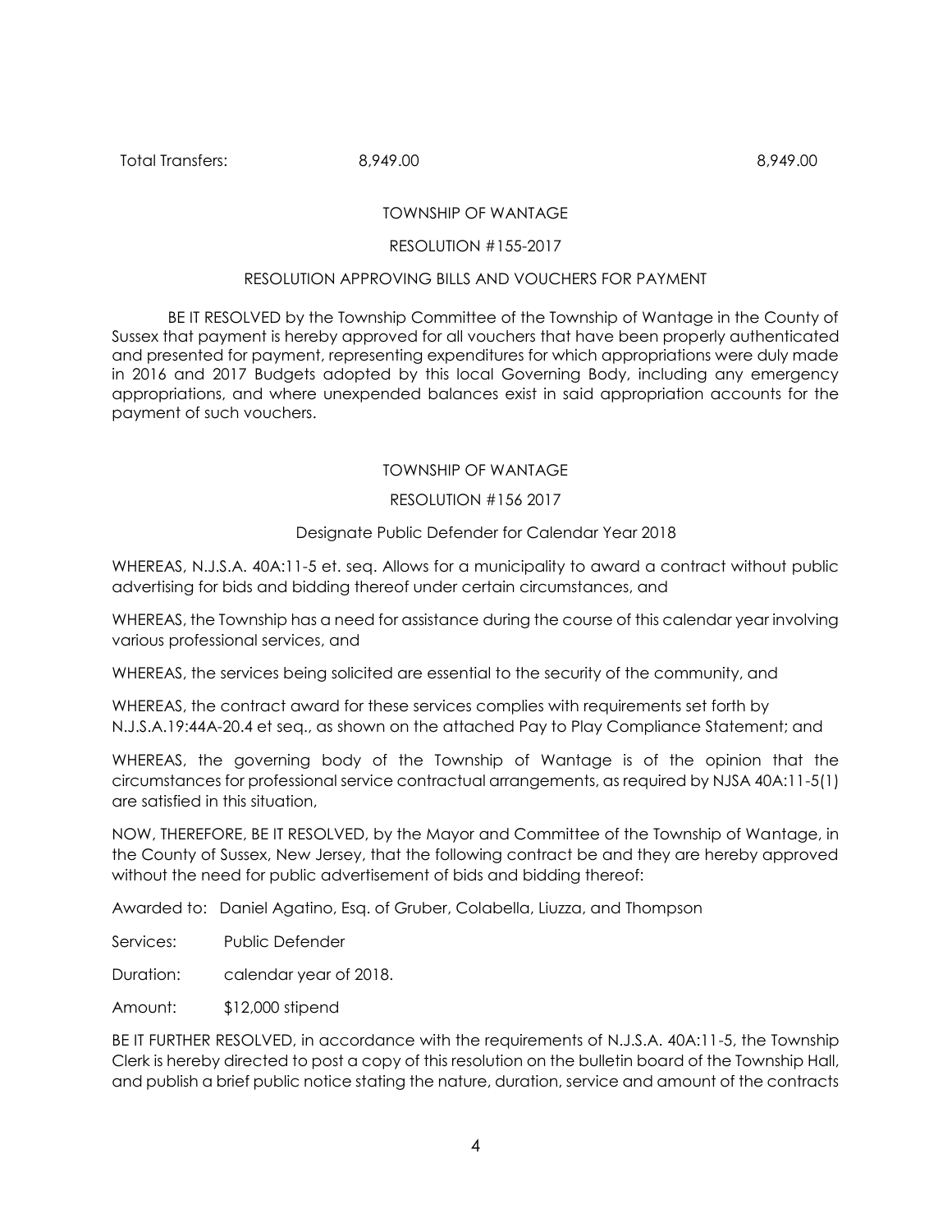| Total Transfers: | 8,949.00 | 8,949.00 |
|---|---|---|

TOWNSHIP OF WANTAGE

RESOLUTION #155-2017

RESOLUTION APPROVING BILLS AND VOUCHERS FOR PAYMENT

BE IT RESOLVED by the Township Committee of the Township of Wantage in the County of Sussex that payment is hereby approved for all vouchers that have been properly authenticated and presented for payment, representing expenditures for which appropriations were duly made in 2016 and 2017 Budgets adopted by this local Governing Body, including any emergency appropriations, and where unexpended balances exist in said appropriation accounts for the payment of such vouchers.

TOWNSHIP OF WANTAGE

RESOLUTION #156 2017

Designate Public Defender for Calendar Year 2018

WHEREAS, N.J.S.A. 40A:11-5 et. seq. Allows for a municipality to award a contract without public advertising for bids and bidding thereof under certain circumstances, and

WHEREAS, the Township has a need for assistance during the course of this calendar year involving various professional services, and

WHEREAS, the services being solicited are essential to the security of the community, and

WHEREAS, the contract award for these services complies with requirements set forth by N.J.S.A.19:44A-20.4 et seq., as shown on the attached Pay to Play Compliance Statement; and

WHEREAS, the governing body of the Township of Wantage is of the opinion that the circumstances for professional service contractual arrangements, as required by NJSA 40A:11-5(1) are satisfied in this situation,

NOW, THEREFORE, BE IT RESOLVED, by the Mayor and Committee of the Township of Wantage, in the County of Sussex, New Jersey, that the following contract be and they are hereby approved without the need for public advertisement of bids and bidding thereof:

Awarded to: Daniel Agatino, Esq. of Gruber, Colabella, Liuzza, and Thompson

Services: Public Defender

Duration: calendar year of 2018.

Amount: $12,000 stipend

BE IT FURTHER RESOLVED, in accordance with the requirements of N.J.S.A. 40A:11-5, the Township Clerk is hereby directed to post a copy of this resolution on the bulletin board of the Township Hall, and publish a brief public notice stating the nature, duration, service and amount of the contracts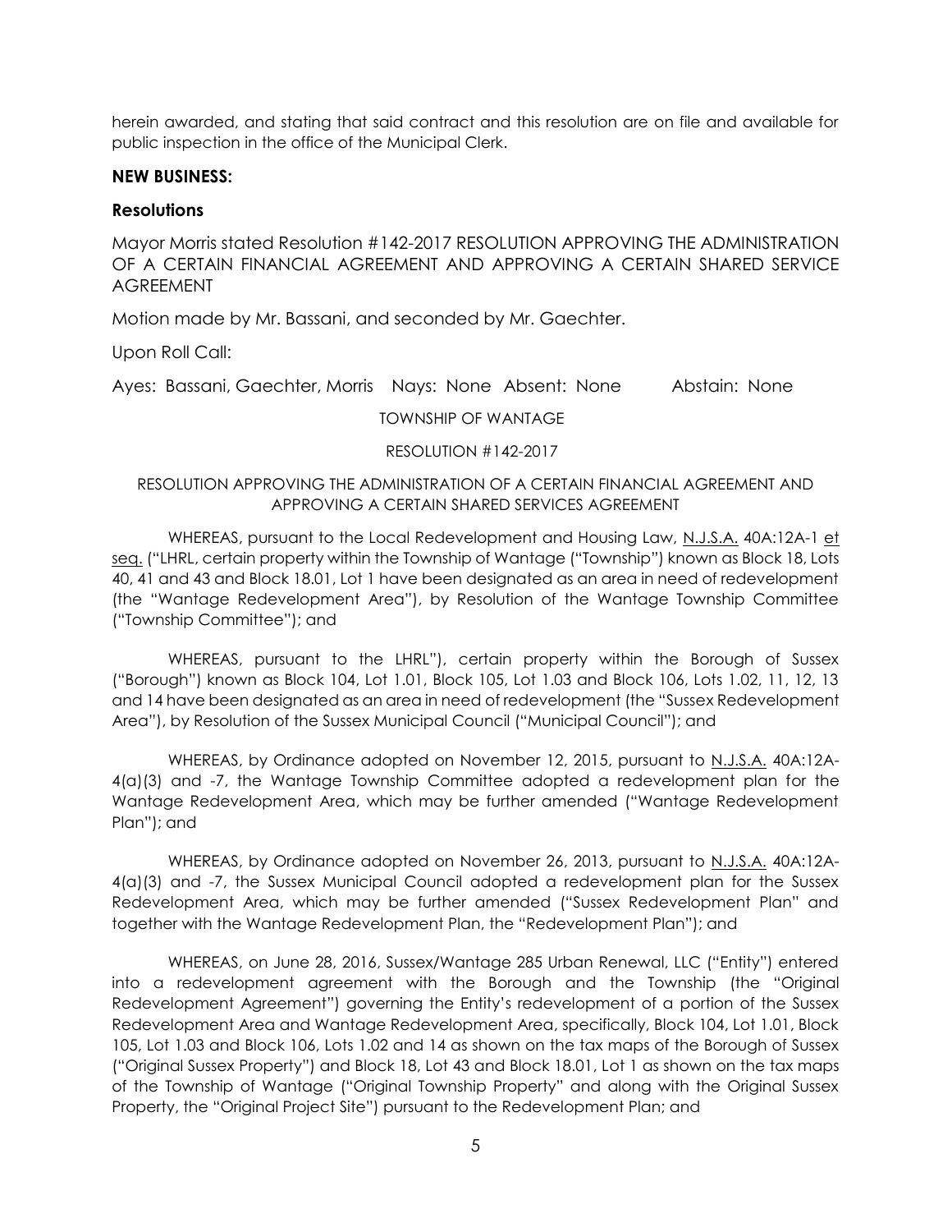herein awarded, and stating that said contract and this resolution are on file and available for public inspection in the office of the Municipal Clerk.

**NEW BUSINESS:**

**Resolutions**

Mayor Morris stated Resolution #142-2017 RESOLUTION APPROVING THE ADMINISTRATION OF A CERTAIN FINANCIAL AGREEMENT AND APPROVING A CERTAIN SHARED SERVICE AGREEMENT

Motion made by Mr. Bassani, and seconded by Mr. Gaechter.

Upon Roll Call:

Ayes: Bassani, Gaechter, Morris Nays: None Absent: None Abstain: None

TOWNSHIP OF WANTAGE

RESOLUTION #142-2017

RESOLUTION APPROVING THE ADMINISTRATION OF A CERTAIN FINANCIAL AGREEMENT AND APPROVING A CERTAIN SHARED SERVICES AGREEMENT

WHEREAS, pursuant to the Local Redevelopment and Housing Law, N.J.S.A. 40A:12A-1 et seq. ("LHRL, certain property within the Township of Wantage ("Township") known as Block 18, Lots 40, 41 and 43 and Block 18.01, Lot 1 have been designated as an area in need of redevelopment (the "Wantage Redevelopment Area"), by Resolution of the Wantage Township Committee ("Township Committee"); and

WHEREAS, pursuant to the LHRL"), certain property within the Borough of Sussex ("Borough") known as Block 104, Lot 1.01, Block 105, Lot 1.03 and Block 106, Lots 1.02, 11, 12, 13 and 14 have been designated as an area in need of redevelopment (the "Sussex Redevelopment Area"), by Resolution of the Sussex Municipal Council ("Municipal Council"); and

WHEREAS, by Ordinance adopted on November 12, 2015, pursuant to N.J.S.A. 40A:12A-4(a)(3) and -7, the Wantage Township Committee adopted a redevelopment plan for the Wantage Redevelopment Area, which may be further amended ("Wantage Redevelopment Plan"); and

WHEREAS, by Ordinance adopted on November 26, 2013, pursuant to N.J.S.A. 40A:12A-4(a)(3) and -7, the Sussex Municipal Council adopted a redevelopment plan for the Sussex Redevelopment Area, which may be further amended ("Sussex Redevelopment Plan" and together with the Wantage Redevelopment Plan, the "Redevelopment Plan"); and

WHEREAS, on June 28, 2016, Sussex/Wantage 285 Urban Renewal, LLC ("Entity") entered into a redevelopment agreement with the Borough and the Township (the "Original Redevelopment Agreement") governing the Entity's redevelopment of a portion of the Sussex Redevelopment Area and Wantage Redevelopment Area, specifically, Block 104, Lot 1.01, Block 105, Lot 1.03 and Block 106, Lots 1.02 and 14 as shown on the tax maps of the Borough of Sussex ("Original Sussex Property") and Block 18, Lot 43 and Block 18.01, Lot 1 as shown on the tax maps of the Township of Wantage ("Original Township Property" and along with the Original Sussex Property, the "Original Project Site") pursuant to the Redevelopment Plan; and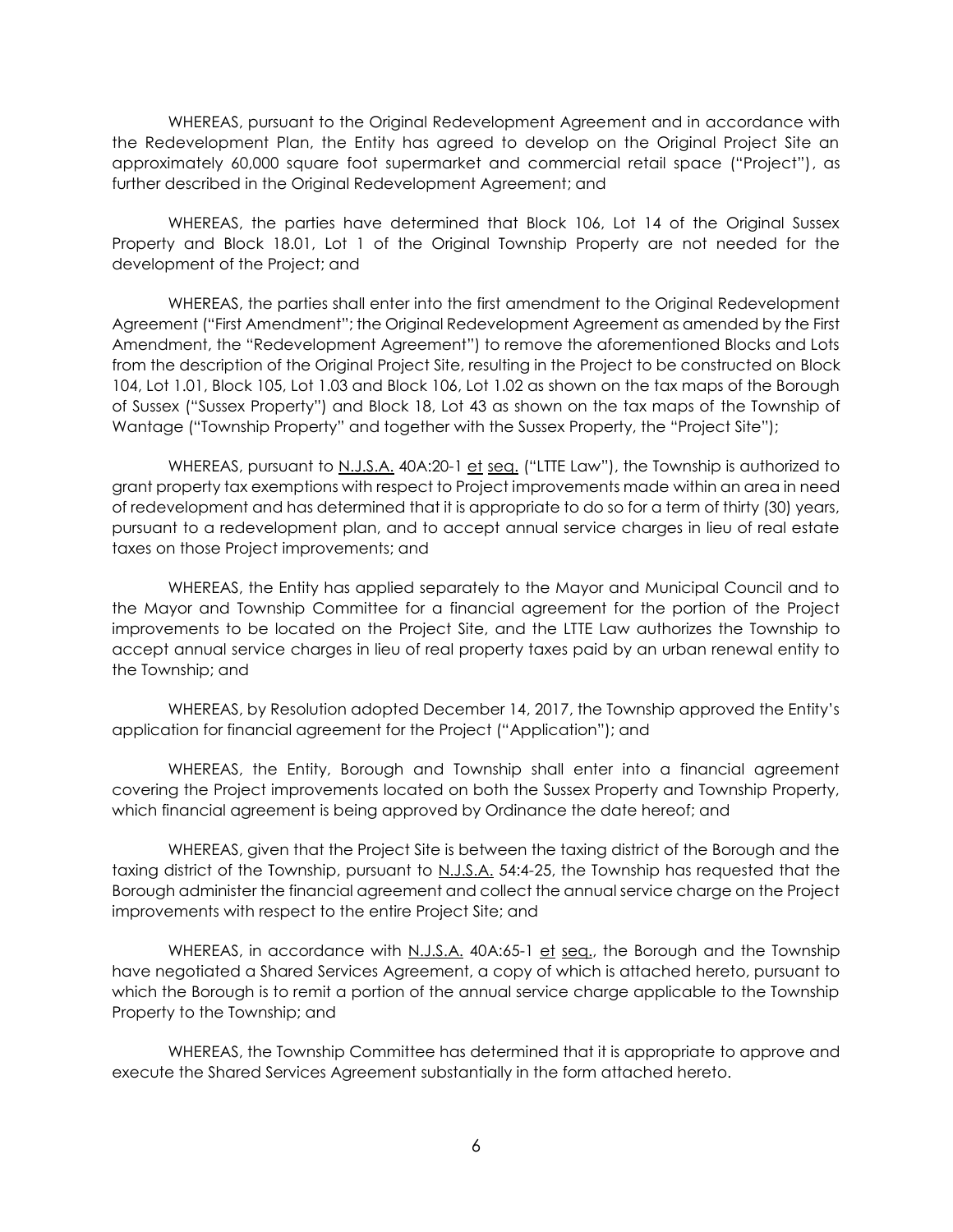WHEREAS, pursuant to the Original Redevelopment Agreement and in accordance with the Redevelopment Plan, the Entity has agreed to develop on the Original Project Site an approximately 60,000 square foot supermarket and commercial retail space ("Project"), as further described in the Original Redevelopment Agreement; and

WHEREAS, the parties have determined that Block 106, Lot 14 of the Original Sussex Property and Block 18.01, Lot 1 of the Original Township Property are not needed for the development of the Project; and

WHEREAS, the parties shall enter into the first amendment to the Original Redevelopment Agreement ("First Amendment"; the Original Redevelopment Agreement as amended by the First Amendment, the "Redevelopment Agreement") to remove the aforementioned Blocks and Lots from the description of the Original Project Site, resulting in the Project to be constructed on Block 104, Lot 1.01, Block 105, Lot 1.03 and Block 106, Lot 1.02 as shown on the tax maps of the Borough of Sussex ("Sussex Property") and Block 18, Lot 43 as shown on the tax maps of the Township of Wantage ("Township Property" and together with the Sussex Property, the "Project Site");

WHEREAS, pursuant to N.J.S.A. 40A:20-1 et seq. ("LTTE Law"), the Township is authorized to grant property tax exemptions with respect to Project improvements made within an area in need of redevelopment and has determined that it is appropriate to do so for a term of thirty (30) years, pursuant to a redevelopment plan, and to accept annual service charges in lieu of real estate taxes on those Project improvements; and

WHEREAS, the Entity has applied separately to the Mayor and Municipal Council and to the Mayor and Township Committee for a financial agreement for the portion of the Project improvements to be located on the Project Site, and the LTTE Law authorizes the Township to accept annual service charges in lieu of real property taxes paid by an urban renewal entity to the Township; and

WHEREAS, by Resolution adopted December 14, 2017, the Township approved the Entity's application for financial agreement for the Project ("Application"); and

WHEREAS, the Entity, Borough and Township shall enter into a financial agreement covering the Project improvements located on both the Sussex Property and Township Property, which financial agreement is being approved by Ordinance the date hereof; and

WHEREAS, given that the Project Site is between the taxing district of the Borough and the taxing district of the Township, pursuant to N.J.S.A. 54:4-25, the Township has requested that the Borough administer the financial agreement and collect the annual service charge on the Project improvements with respect to the entire Project Site; and

WHEREAS, in accordance with N.J.S.A. 40A:65-1 et seq., the Borough and the Township have negotiated a Shared Services Agreement, a copy of which is attached hereto, pursuant to which the Borough is to remit a portion of the annual service charge applicable to the Township Property to the Township; and

WHEREAS, the Township Committee has determined that it is appropriate to approve and execute the Shared Services Agreement substantially in the form attached hereto.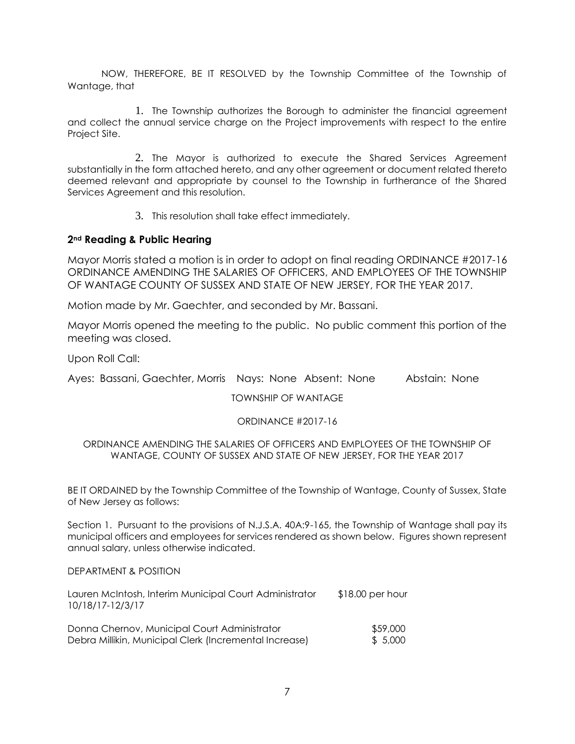NOW, THEREFORE, BE IT RESOLVED by the Township Committee of the Township of Wantage, that

1. The Township authorizes the Borough to administer the financial agreement and collect the annual service charge on the Project improvements with respect to the entire Project Site.

2. The Mayor is authorized to execute the Shared Services Agreement substantially in the form attached hereto, and any other agreement or document related thereto deemed relevant and appropriate by counsel to the Township in furtherance of the Shared Services Agreement and this resolution.

3. This resolution shall take effect immediately.

### 2nd Reading & Public Hearing

Mayor Morris stated a motion is in order to adopt on final reading ORDINANCE #2017-16 ORDINANCE AMENDING THE SALARIES OF OFFICERS, AND EMPLOYEES OF THE TOWNSHIP OF WANTAGE COUNTY OF SUSSEX AND STATE OF NEW JERSEY, FOR THE YEAR 2017.

Motion made by Mr. Gaechter, and seconded by Mr. Bassani.

Mayor Morris opened the meeting to the public. No public comment this portion of the meeting was closed.

Upon Roll Call:

Ayes: Bassani, Gaechter, Morris Nays: None Absent: None Abstain: None

TOWNSHIP OF WANTAGE

ORDINANCE #2017-16

ORDINANCE AMENDING THE SALARIES OF OFFICERS AND EMPLOYEES OF THE TOWNSHIP OF WANTAGE, COUNTY OF SUSSEX AND STATE OF NEW JERSEY, FOR THE YEAR 2017

BE IT ORDAINED by the Township Committee of the Township of Wantage, County of Sussex, State of New Jersey as follows:

Section 1. Pursuant to the provisions of N.J.S.A. 40A:9-165, the Township of Wantage shall pay its municipal officers and employees for services rendered as shown below. Figures shown represent annual salary, unless otherwise indicated.

DEPARTMENT & POSITION

| | |
|---|---|
| Lauren McIntosh, Interim Municipal Court Administrator 10/18/17-12/3/17 | $18.00 per hour |
| Donna Chernov, Municipal Court Administrator | $59,000 |
| Debra Millikin, Municipal Clerk (Incremental Increase) | $ 5,000 |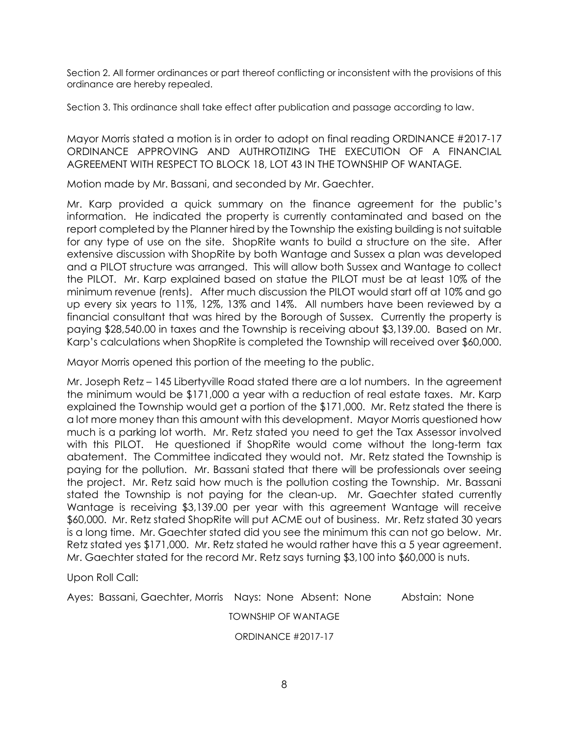Section 2. All former ordinances or part thereof conflicting or inconsistent with the provisions of this ordinance are hereby repealed.

Section 3. This ordinance shall take effect after publication and passage according to law.

Mayor Morris stated a motion is in order to adopt on final reading ORDINANCE #2017-17 ORDINANCE APPROVING AND AUTHROTIZING THE EXECUTION OF A FINANCIAL AGREEMENT WITH RESPECT TO BLOCK 18, LOT 43 IN THE TOWNSHIP OF WANTAGE.

Motion made by Mr. Bassani, and seconded by Mr. Gaechter.

Mr. Karp provided a quick summary on the finance agreement for the public's information. He indicated the property is currently contaminated and based on the report completed by the Planner hired by the Township the existing building is not suitable for any type of use on the site. ShopRite wants to build a structure on the site. After extensive discussion with ShopRite by both Wantage and Sussex a plan was developed and a PILOT structure was arranged. This will allow both Sussex and Wantage to collect the PILOT. Mr. Karp explained based on statue the PILOT must be at least 10% of the minimum revenue (rents). After much discussion the PILOT would start off at 10% and go up every six years to 11%, 12%, 13% and 14%. All numbers have been reviewed by a financial consultant that was hired by the Borough of Sussex. Currently the property is paying $28,540.00 in taxes and the Township is receiving about $3,139.00. Based on Mr. Karp's calculations when ShopRite is completed the Township will received over $60,000.

Mayor Morris opened this portion of the meeting to the public.

Mr. Joseph Retz – 145 Libertyville Road stated there are a lot numbers. In the agreement the minimum would be $171,000 a year with a reduction of real estate taxes. Mr. Karp explained the Township would get a portion of the $171,000. Mr. Retz stated the there is a lot more money than this amount with this development. Mayor Morris questioned how much is a parking lot worth. Mr. Retz stated you need to get the Tax Assessor involved with this PILOT. He questioned if ShopRite would come without the long-term tax abatement. The Committee indicated they would not. Mr. Retz stated the Township is paying for the pollution. Mr. Bassani stated that there will be professionals over seeing the project. Mr. Retz said how much is the pollution costing the Township. Mr. Bassani stated the Township is not paying for the clean-up. Mr. Gaechter stated currently Wantage is receiving $3,139.00 per year with this agreement Wantage will receive $60,000. Mr. Retz stated ShopRite will put ACME out of business. Mr. Retz stated 30 years is a long time. Mr. Gaechter stated did you see the minimum this can not go below. Mr. Retz stated yes $171,000. Mr. Retz stated he would rather have this a 5 year agreement. Mr. Gaechter stated for the record Mr. Retz says turning $3,100 into $60,000 is nuts.

Upon Roll Call:

Ayes: Bassani, Gaechter, Morris Nays: None Absent: None Abstain: None

TOWNSHIP OF WANTAGE

ORDINANCE #2017-17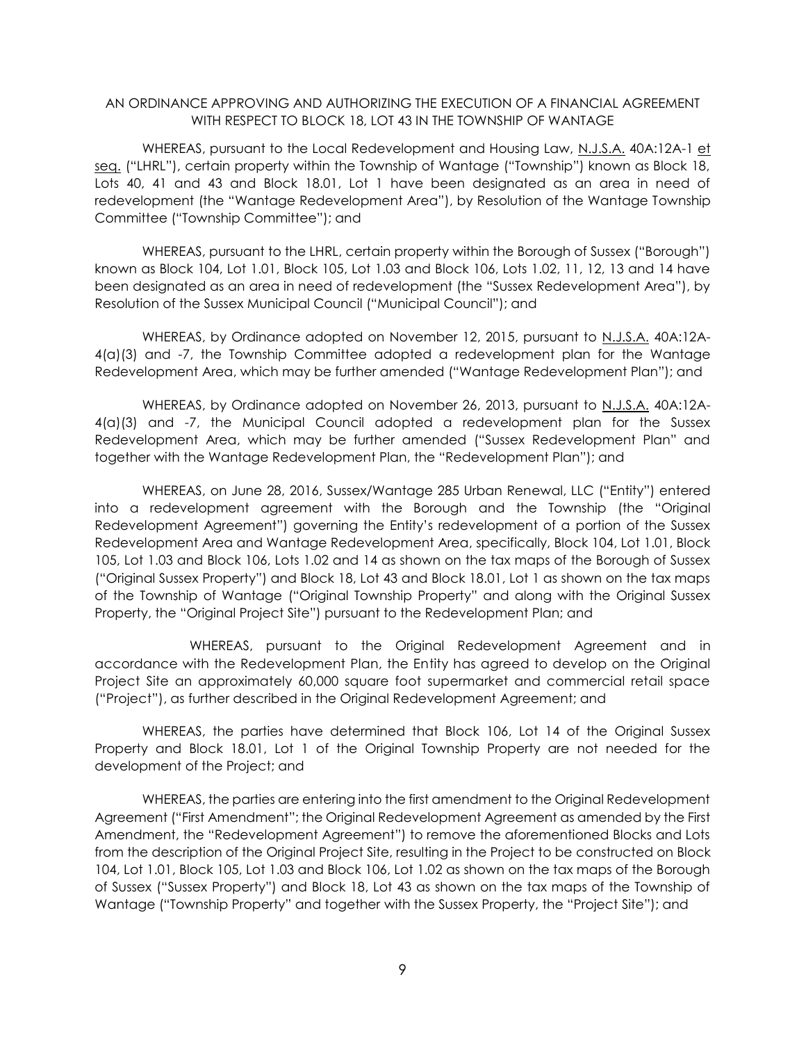AN ORDINANCE APPROVING AND AUTHORIZING THE EXECUTION OF A FINANCIAL AGREEMENT WITH RESPECT TO BLOCK 18, LOT 43 IN THE TOWNSHIP OF WANTAGE

WHEREAS, pursuant to the Local Redevelopment and Housing Law, N.J.S.A. 40A:12A-1 et seq. ("LHRL"), certain property within the Township of Wantage ("Township") known as Block 18, Lots 40, 41 and 43 and Block 18.01, Lot 1 have been designated as an area in need of redevelopment (the "Wantage Redevelopment Area"), by Resolution of the Wantage Township Committee ("Township Committee"); and

WHEREAS, pursuant to the LHRL, certain property within the Borough of Sussex ("Borough") known as Block 104, Lot 1.01, Block 105, Lot 1.03 and Block 106, Lots 1.02, 11, 12, 13 and 14 have been designated as an area in need of redevelopment (the "Sussex Redevelopment Area"), by Resolution of the Sussex Municipal Council ("Municipal Council"); and

WHEREAS, by Ordinance adopted on November 12, 2015, pursuant to N.J.S.A. 40A:12A-4(a)(3) and -7, the Township Committee adopted a redevelopment plan for the Wantage Redevelopment Area, which may be further amended ("Wantage Redevelopment Plan"); and

WHEREAS, by Ordinance adopted on November 26, 2013, pursuant to N.J.S.A. 40A:12A-4(a)(3) and -7, the Municipal Council adopted a redevelopment plan for the Sussex Redevelopment Area, which may be further amended ("Sussex Redevelopment Plan" and together with the Wantage Redevelopment Plan, the "Redevelopment Plan"); and

WHEREAS, on June 28, 2016, Sussex/Wantage 285 Urban Renewal, LLC ("Entity") entered into a redevelopment agreement with the Borough and the Township (the "Original Redevelopment Agreement") governing the Entity's redevelopment of a portion of the Sussex Redevelopment Area and Wantage Redevelopment Area, specifically, Block 104, Lot 1.01, Block 105, Lot 1.03 and Block 106, Lots 1.02 and 14 as shown on the tax maps of the Borough of Sussex ("Original Sussex Property") and Block 18, Lot 43 and Block 18.01, Lot 1 as shown on the tax maps of the Township of Wantage ("Original Township Property" and along with the Original Sussex Property, the "Original Project Site") pursuant to the Redevelopment Plan; and

WHEREAS, pursuant to the Original Redevelopment Agreement and in accordance with the Redevelopment Plan, the Entity has agreed to develop on the Original Project Site an approximately 60,000 square foot supermarket and commercial retail space ("Project"), as further described in the Original Redevelopment Agreement; and

WHEREAS, the parties have determined that Block 106, Lot 14 of the Original Sussex Property and Block 18.01, Lot 1 of the Original Township Property are not needed for the development of the Project; and

WHEREAS, the parties are entering into the first amendment to the Original Redevelopment Agreement ("First Amendment"; the Original Redevelopment Agreement as amended by the First Amendment, the "Redevelopment Agreement") to remove the aforementioned Blocks and Lots from the description of the Original Project Site, resulting in the Project to be constructed on Block 104, Lot 1.01, Block 105, Lot 1.03 and Block 106, Lot 1.02 as shown on the tax maps of the Borough of Sussex ("Sussex Property") and Block 18, Lot 43 as shown on the tax maps of the Township of Wantage ("Township Property" and together with the Sussex Property, the "Project Site"); and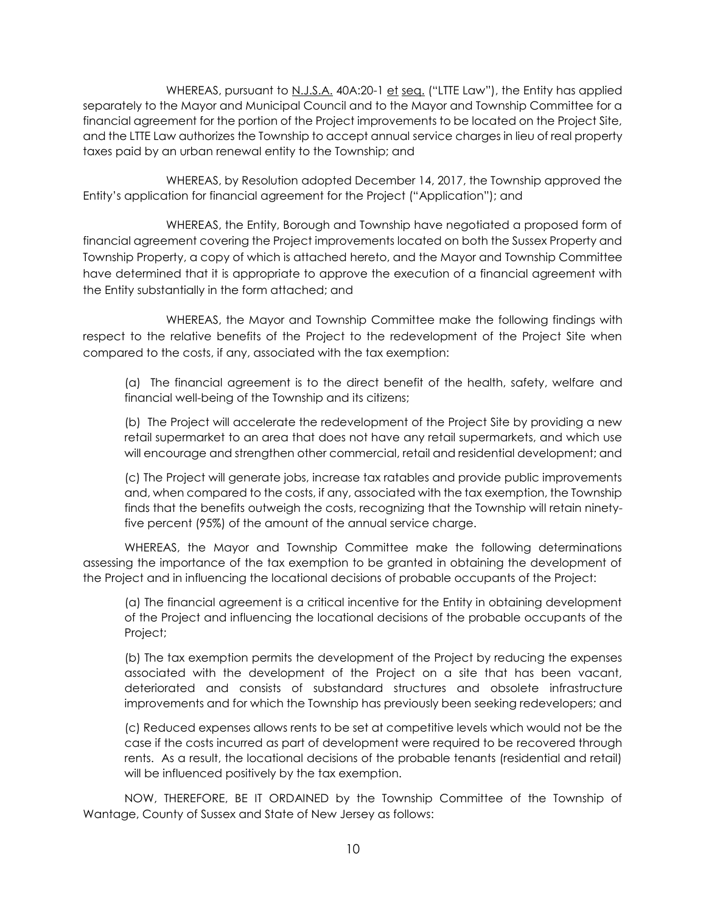WHEREAS, pursuant to N.J.S.A. 40A:20-1 et seq. ("LTTE Law"), the Entity has applied separately to the Mayor and Municipal Council and to the Mayor and Township Committee for a financial agreement for the portion of the Project improvements to be located on the Project Site, and the LTTE Law authorizes the Township to accept annual service charges in lieu of real property taxes paid by an urban renewal entity to the Township; and

WHEREAS, by Resolution adopted December 14, 2017, the Township approved the Entity's application for financial agreement for the Project ("Application"); and

WHEREAS, the Entity, Borough and Township have negotiated a proposed form of financial agreement covering the Project improvements located on both the Sussex Property and Township Property, a copy of which is attached hereto, and the Mayor and Township Committee have determined that it is appropriate to approve the execution of a financial agreement with the Entity substantially in the form attached; and

WHEREAS, the Mayor and Township Committee make the following findings with respect to the relative benefits of the Project to the redevelopment of the Project Site when compared to the costs, if any, associated with the tax exemption:

(a) The financial agreement is to the direct benefit of the health, safety, welfare and financial well-being of the Township and its citizens;

(b) The Project will accelerate the redevelopment of the Project Site by providing a new retail supermarket to an area that does not have any retail supermarkets, and which use will encourage and strengthen other commercial, retail and residential development; and

(c) The Project will generate jobs, increase tax ratables and provide public improvements and, when compared to the costs, if any, associated with the tax exemption, the Township finds that the benefits outweigh the costs, recognizing that the Township will retain ninety-five percent (95%) of the amount of the annual service charge.

WHEREAS, the Mayor and Township Committee make the following determinations assessing the importance of the tax exemption to be granted in obtaining the development of the Project and in influencing the locational decisions of probable occupants of the Project:

(a) The financial agreement is a critical incentive for the Entity in obtaining development of the Project and influencing the locational decisions of the probable occupants of the Project;

(b) The tax exemption permits the development of the Project by reducing the expenses associated with the development of the Project on a site that has been vacant, deteriorated and consists of substandard structures and obsolete infrastructure improvements and for which the Township has previously been seeking redevelopers; and

(c) Reduced expenses allows rents to be set at competitive levels which would not be the case if the costs incurred as part of development were required to be recovered through rents. As a result, the locational decisions of the probable tenants (residential and retail) will be influenced positively by the tax exemption.

NOW, THEREFORE, BE IT ORDAINED by the Township Committee of the Township of Wantage, County of Sussex and State of New Jersey as follows: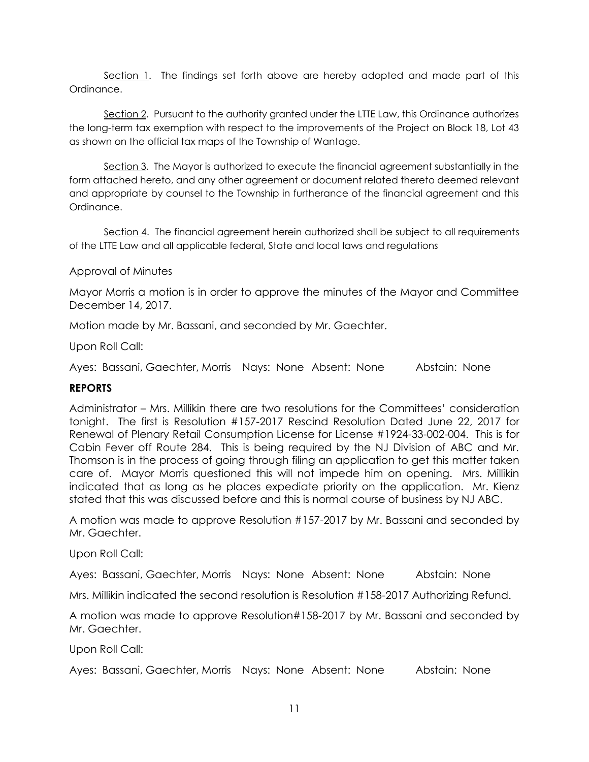<u>Section 1</u>. The findings set forth above are hereby adopted and made part of this Ordinance.

<u>Section 2</u>. Pursuant to the authority granted under the LTTE Law, this Ordinance authorizes the long-term tax exemption with respect to the improvements of the Project on Block 18, Lot 43 as shown on the official tax maps of the Township of Wantage.

<u>Section 3</u>. The Mayor is authorized to execute the financial agreement substantially in the form attached hereto, and any other agreement or document related thereto deemed relevant and appropriate by counsel to the Township in furtherance of the financial agreement and this Ordinance.

<u>Section 4</u>. The financial agreement herein authorized shall be subject to all requirements of the LTTE Law and all applicable federal, State and local laws and regulations

Approval of Minutes

Mayor Morris a motion is in order to approve the minutes of the Mayor and Committee December 14, 2017.

Motion made by Mr. Bassani, and seconded by Mr. Gaechter.

Upon Roll Call:

Ayes: Bassani, Gaechter, Morris Nays: None Absent: None Abstain: None

**REPORTS**

Administrator – Mrs. Millikin there are two resolutions for the Committees' consideration tonight. The first is Resolution #157-2017 Rescind Resolution Dated June 22, 2017 for Renewal of Plenary Retail Consumption License for License #1924-33-002-004. This is for Cabin Fever off Route 284. This is being required by the NJ Division of ABC and Mr. Thomson is in the process of going through filing an application to get this matter taken care of. Mayor Morris questioned this will not impede him on opening. Mrs. Millikin indicated that as long as he places expediate priority on the application. Mr. Kienz stated that this was discussed before and this is normal course of business by NJ ABC.

A motion was made to approve Resolution #157-2017 by Mr. Bassani and seconded by Mr. Gaechter.

Upon Roll Call:

Ayes: Bassani, Gaechter, Morris Nays: None Absent: None Abstain: None

Mrs. Millikin indicated the second resolution is Resolution #158-2017 Authorizing Refund.

A motion was made to approve Resolution#158-2017 by Mr. Bassani and seconded by Mr. Gaechter.

Upon Roll Call:

Ayes: Bassani, Gaechter, Morris Nays: None Absent: None Abstain: None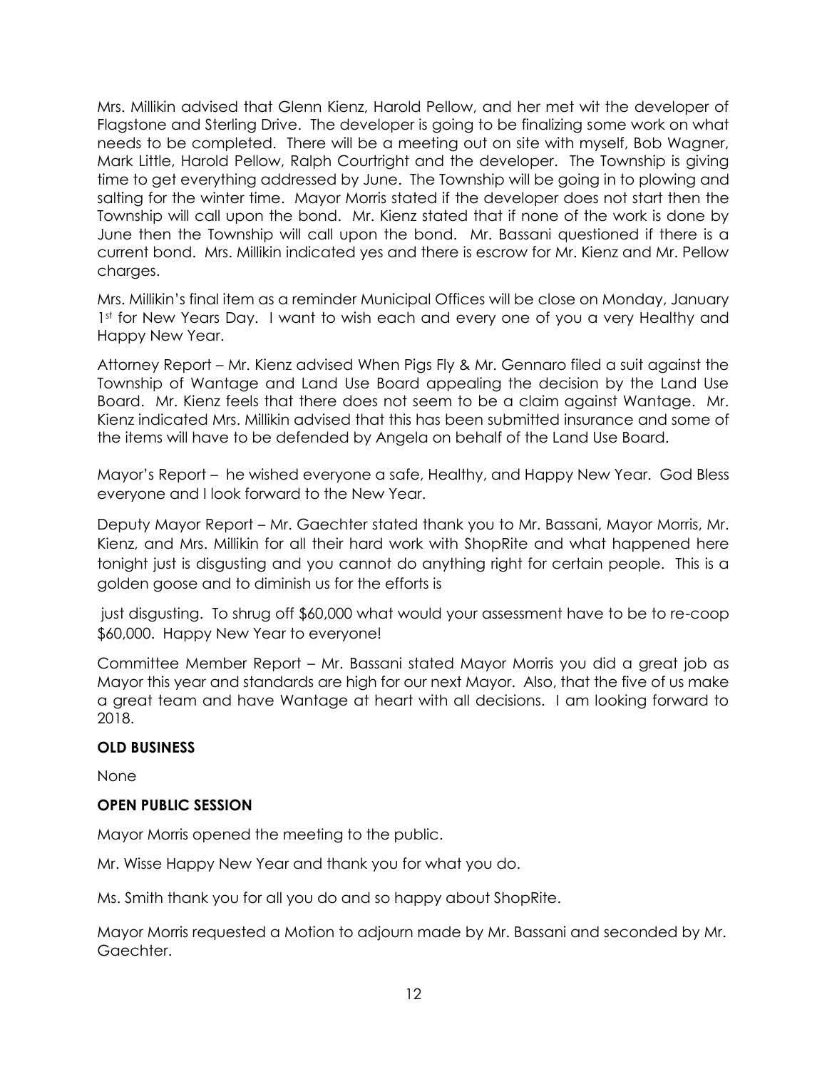Mrs. Millikin advised that Glenn Kienz, Harold Pellow, and her met wit the developer of Flagstone and Sterling Drive. The developer is going to be finalizing some work on what needs to be completed. There will be a meeting out on site with myself, Bob Wagner, Mark Little, Harold Pellow, Ralph Courtright and the developer. The Township is giving time to get everything addressed by June. The Township will be going in to plowing and salting for the winter time. Mayor Morris stated if the developer does not start then the Township will call upon the bond. Mr. Kienz stated that if none of the work is done by June then the Township will call upon the bond. Mr. Bassani questioned if there is a current bond. Mrs. Millikin indicated yes and there is escrow for Mr. Kienz and Mr. Pellow charges.

Mrs. Millikin's final item as a reminder Municipal Offices will be close on Monday, January 1st for New Years Day. I want to wish each and every one of you a very Healthy and Happy New Year.

Attorney Report – Mr. Kienz advised When Pigs Fly & Mr. Gennaro filed a suit against the Township of Wantage and Land Use Board appealing the decision by the Land Use Board. Mr. Kienz feels that there does not seem to be a claim against Wantage. Mr. Kienz indicated Mrs. Millikin advised that this has been submitted insurance and some of the items will have to be defended by Angela on behalf of the Land Use Board.

Mayor's Report – he wished everyone a safe, Healthy, and Happy New Year. God Bless everyone and I look forward to the New Year.

Deputy Mayor Report – Mr. Gaechter stated thank you to Mr. Bassani, Mayor Morris, Mr. Kienz, and Mrs. Millikin for all their hard work with ShopRite and what happened here tonight just is disgusting and you cannot do anything right for certain people. This is a golden goose and to diminish us for the efforts is just disgusting. To shrug off $60,000 what would your assessment have to be to re-coop $60,000. Happy New Year to everyone!

Committee Member Report – Mr. Bassani stated Mayor Morris you did a great job as Mayor this year and standards are high for our next Mayor. Also, that the five of us make a great team and have Wantage at heart with all decisions. I am looking forward to 2018.

**OLD BUSINESS**

None

**OPEN PUBLIC SESSION**

Mayor Morris opened the meeting to the public.

Mr. Wisse Happy New Year and thank you for what you do.

Ms. Smith thank you for all you do and so happy about ShopRite.

Mayor Morris requested a Motion to adjourn made by Mr. Bassani and seconded by Mr. Gaechter.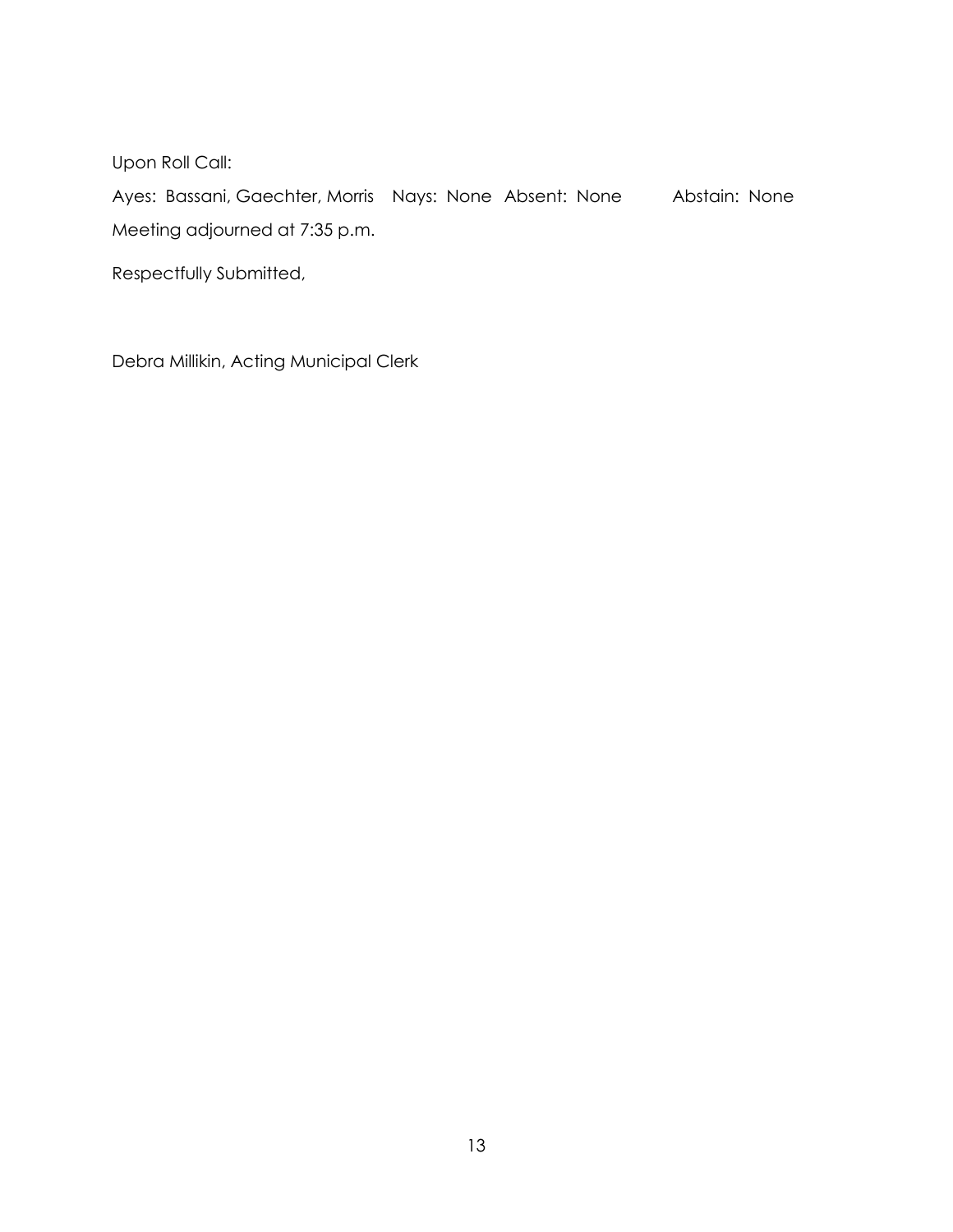Upon Roll Call:

Ayes: Bassani, Gaechter, Morris Nays: None Absent: None Abstain: None

Meeting adjourned at 7:35 p.m.

Respectfully Submitted,

Debra Millikin, Acting Municipal Clerk